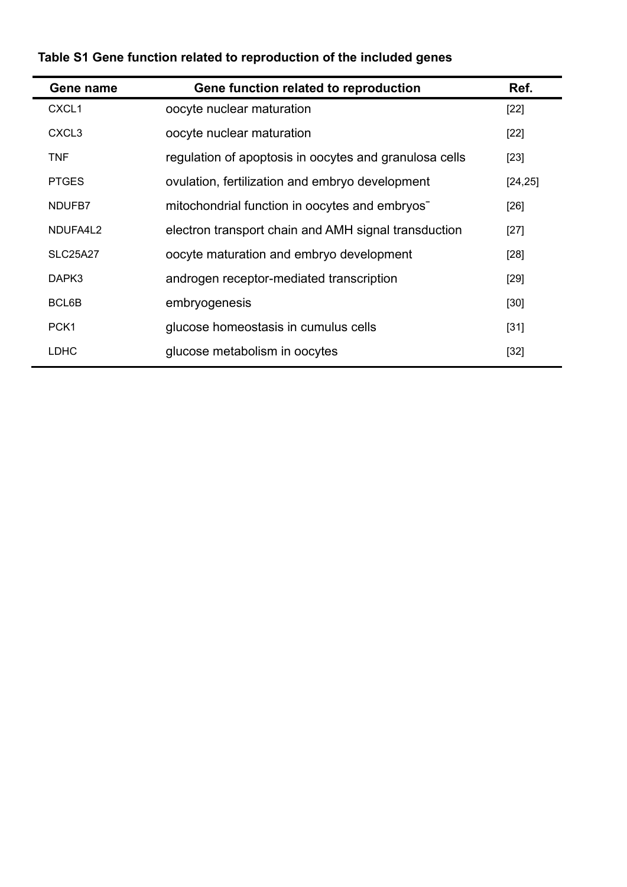**Table S1 Gene function related to reproduction of the included genes**

| Gene name | Gene function related to reproduction | Ref. |
| --- | --- | --- |
| CXCL1 | oocyte nuclear maturation | [22] |
| CXCL3 | oocyte nuclear maturation | [22] |
| TNF | regulation of apoptosis in oocytes and granulosa cells | [23] |
| PTGES | ovulation, fertilization and embryo development | [24,25] |
| NDUFB7 | mitochondrial function in oocytes and embryos¯ | [26] |
| NDUFA4L2 | electron transport chain and AMH signal transduction | [27] |
| SLC25A27 | oocyte maturation and embryo development | [28] |
| DAPK3 | androgen receptor-mediated transcription | [29] |
| BCL6B | embryogenesis | [30] |
| PCK1 | glucose homeostasis in cumulus cells | [31] |
| LDHC | glucose metabolism in oocytes | [32] |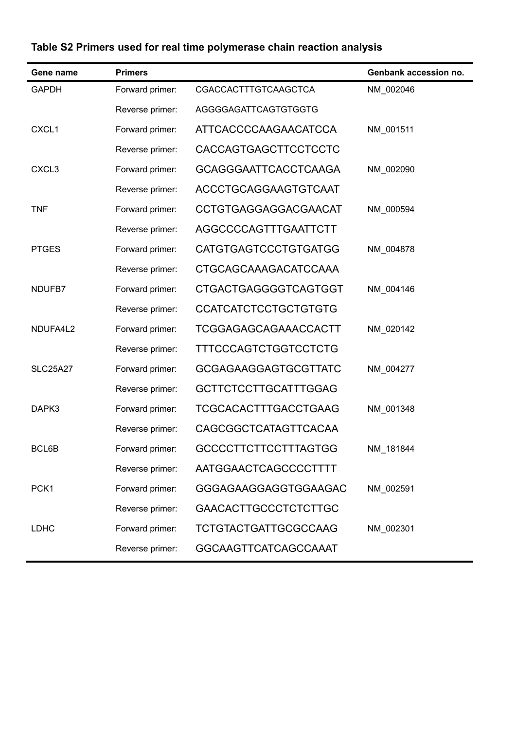**Table S2 Primers used for real time polymerase chain reaction analysis**

| Gene name | Primers | | Genbank accession no. |
|---|---|---|---|
| GAPDH | Forward primer: | CGACCACTTTGTCAAGCTCA | NM_002046 |
| | Reverse primer: | AGGGGAGATTCAGTGTGGTG | |
| CXCL1 | Forward primer: | ATTCACCCCAAGAACATCCA | NM_001511 |
| | Reverse primer: | CACCAGTGAGCTTCCTCCTC | |
| CXCL3 | Forward primer: | GCAGGGAATTCACCTCAAGA | NM_002090 |
| | Reverse primer: | ACCCTGCAGGAAGTGTCAAT | |
| TNF | Forward primer: | CCTGTGAGGAGGACGAACAT | NM_000594 |
| | Reverse primer: | AGGCCCCAGTTTGAATTCTT | |
| PTGES | Forward primer: | CATGTGAGTCCCTGTGATGG | NM_004878 |
| | Reverse primer: | CTGCAGCAAAGACATCCAAA | |
| NDUFB7 | Forward primer: | CTGACTGAGGGGTCAGTGGT | NM_004146 |
| | Reverse primer: | CCATCATCTCCTGCTGTGTG | |
| NDUFA4L2 | Forward primer: | TCGGAGAGCAGAAACCACTT | NM_020142 |
| | Reverse primer: | TTTCCCAGTCTGGTCCTCTG | |
| SLC25A27 | Forward primer: | GCGAGAAGGAGTGCGTTATC | NM_004277 |
| | Reverse primer: | GCTTCTCCTTGCATTTGGAG | |
| DAPK3 | Forward primer: | TCGCACACTTTGACCTGAAG | NM_001348 |
| | Reverse primer: | CAGCGGCTCATAGTTCACAA | |
| BCL6B | Forward primer: | GCCCCTTCTTCCTTTAGTGG | NM_181844 |
| | Reverse primer: | AATGGAACTCAGCCCCTTTT | |
| PCK1 | Forward primer: | GGGAGAAGGAGGTGGAAGAC | NM_002591 |
| | Reverse primer: | GAACACTTGCCCTCTCTTGC | |
| LDHC | Forward primer: | TCTGTACTGATTGCGCCAAG | NM_002301 |
| | Reverse primer: | GGCAAGTTCATCAGCCAAAT | |